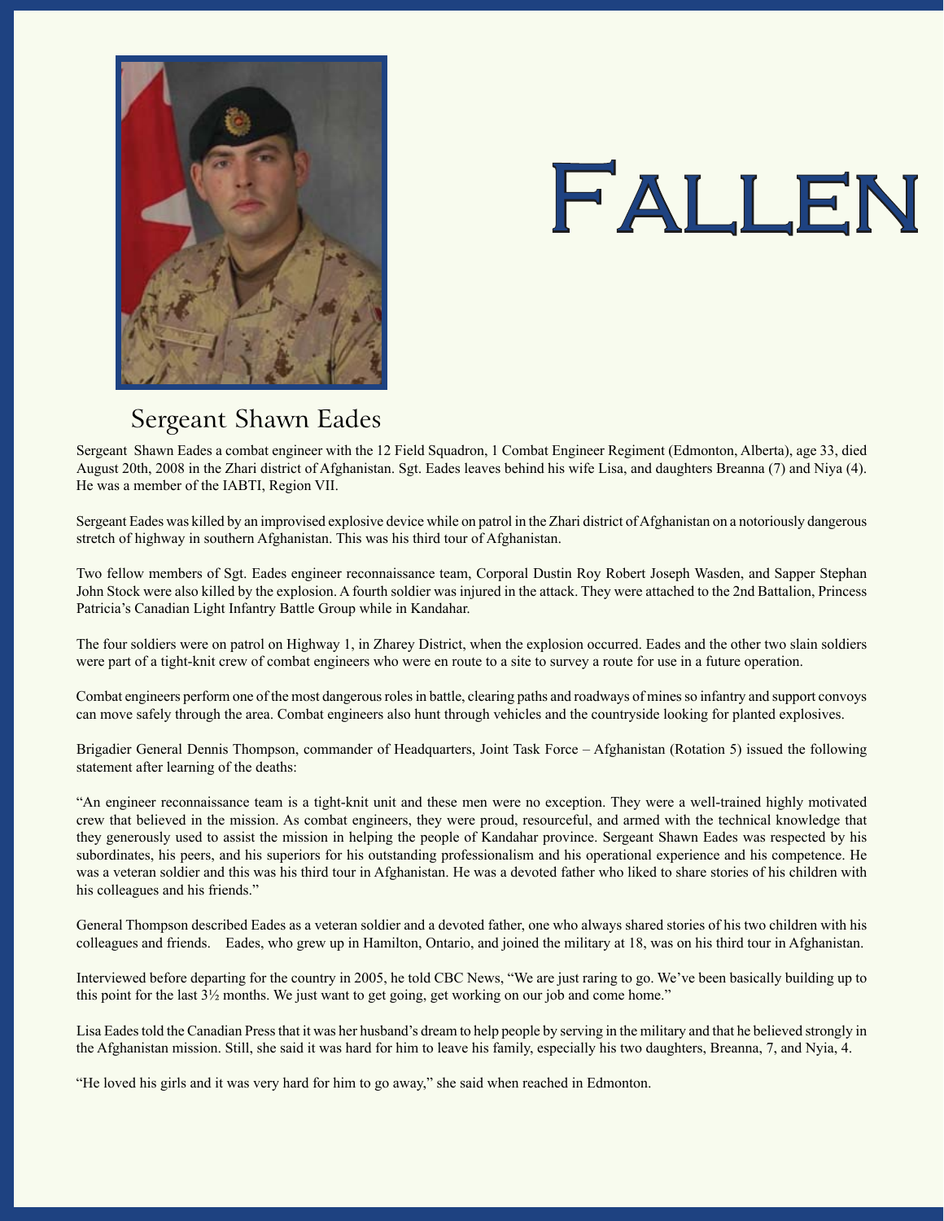# Fallen

## Sergeant Shawn Eades

Sergeant Shawn Eades a combat engineer with the 12 Field Squadron, 1 Combat Engineer Regiment (Edmonton, Alberta), age 33, died August 20th, 2008 in the Zhari district of Afghanistan. Sgt. Eades leaves behind his wife Lisa, and daughters Breanna (7) and Niya (4). He was a member of the IABTI, Region VII.

Sergeant Eades was killed by an improvised explosive device while on patrol in the Zhari district of Afghanistan on a notoriously dangerous stretch of highway in southern Afghanistan. This was his third tour of Afghanistan.

Two fellow members of Sgt. Eades engineer reconnaissance team, Corporal Dustin Roy Robert Joseph Wasden, and Sapper Stephan John Stock were also killed by the explosion. A fourth soldier was injured in the attack. They were attached to the 2nd Battalion, Princess Patricia's Canadian Light Infantry Battle Group while in Kandahar.

The four soldiers were on patrol on Highway 1, in Zharey District, when the explosion occurred. Eades and the other two slain soldiers were part of a tight-knit crew of combat engineers who were en route to a site to survey a route for use in a future operation.

Combat engineers perform one of the most dangerous roles in battle, clearing paths and roadways of mines so infantry and support convoys can move safely through the area. Combat engineers also hunt through vehicles and the countryside looking for planted explosives.

Brigadier General Dennis Thompson, commander of Headquarters, Joint Task Force – Afghanistan (Rotation 5) issued the following statement after learning of the deaths:

"An engineer reconnaissance team is a tight-knit unit and these men were no exception. They were a well-trained highly motivated crew that believed in the mission. As combat engineers, they were proud, resourceful, and armed with the technical knowledge that they generously used to assist the mission in helping the people of Kandahar province. Sergeant Shawn Eades was respected by his subordinates, his peers, and his superiors for his outstanding professionalism and his operational experience and his competence. He was a veteran soldier and this was his third tour in Afghanistan. He was a devoted father who liked to share stories of his children with his colleagues and his friends."

General Thompson described Eades as a veteran soldier and a devoted father, one who always shared stories of his two children with his colleagues and friends. Eades, who grew up in Hamilton, Ontario, and joined the military at 18, was on his third tour in Afghanistan.

Interviewed before departing for the country in 2005, he told CBC News, "We are just raring to go. We've been basically building up to this point for the last 3½ months. We just want to get going, get working on our job and come home."

Lisa Eades told the Canadian Press that it was her husband's dream to help people by serving in the military and that he believed strongly in the Afghanistan mission. Still, she said it was hard for him to leave his family, especially his two daughters, Breanna, 7, and Nyia, 4.

"He loved his girls and it was very hard for him to go away," she said when reached in Edmonton.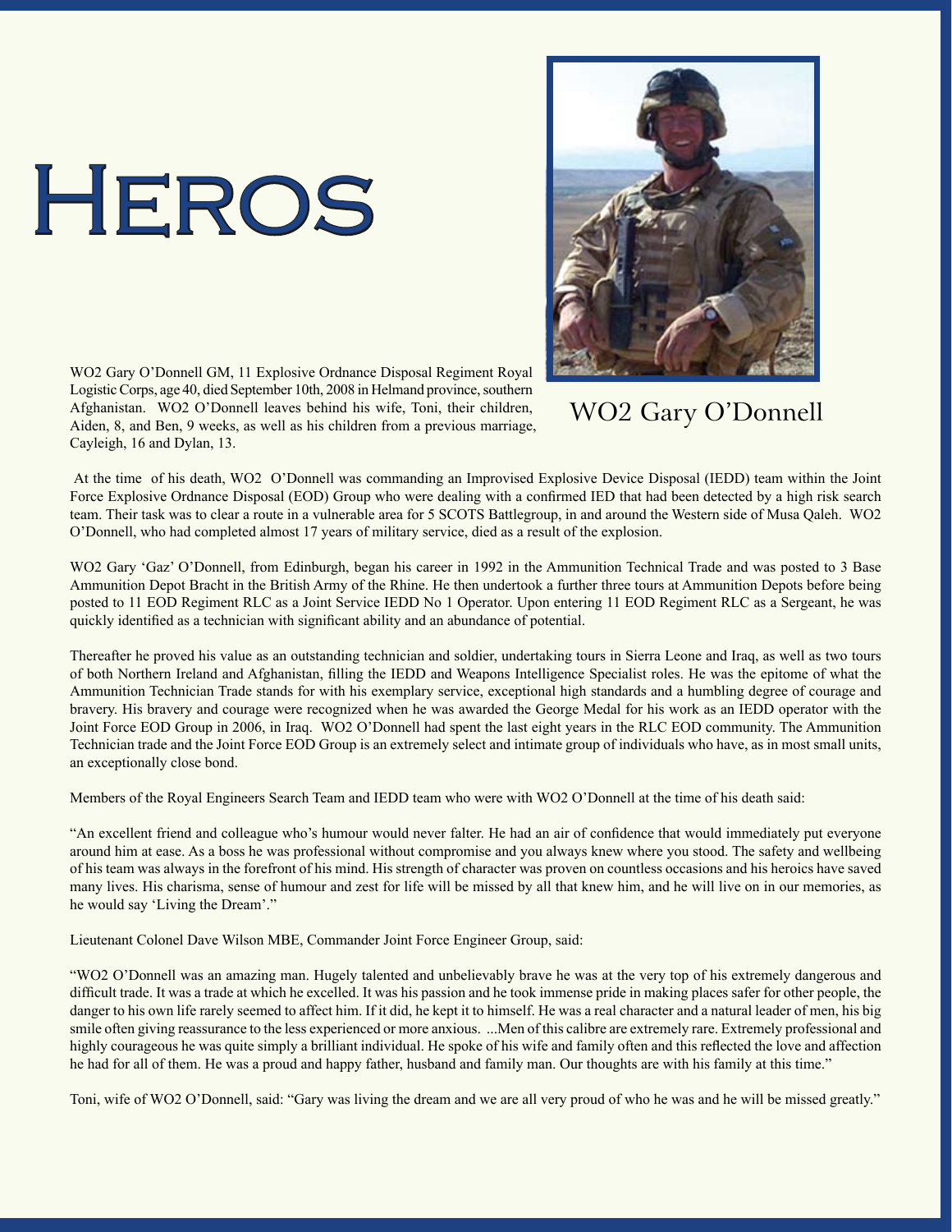# Heros

WO2 Gary O'Donnell

WO2 Gary O'Donnell GM, 11 Explosive Ordnance Disposal Regiment Royal Logistic Corps, age 40, died September 10th, 2008 in Helmand province, southern Afghanistan. WO2 O'Donnell leaves behind his wife, Toni, their children, Aiden, 8, and Ben, 9 weeks, as well as his children from a previous marriage, Cayleigh, 16 and Dylan, 13.

At the time of his death, WO2 O'Donnell was commanding an Improvised Explosive Device Disposal (IEDD) team within the Joint Force Explosive Ordnance Disposal (EOD) Group who were dealing with a confirmed IED that had been detected by a high risk search team. Their task was to clear a route in a vulnerable area for 5 SCOTS Battlegroup, in and around the Western side of Musa Qaleh. WO2 O'Donnell, who had completed almost 17 years of military service, died as a result of the explosion.

WO2 Gary 'Gaz' O'Donnell, from Edinburgh, began his career in 1992 in the Ammunition Technical Trade and was posted to 3 Base Ammunition Depot Bracht in the British Army of the Rhine. He then undertook a further three tours at Ammunition Depots before being posted to 11 EOD Regiment RLC as a Joint Service IEDD No 1 Operator. Upon entering 11 EOD Regiment RLC as a Sergeant, he was quickly identified as a technician with significant ability and an abundance of potential.

Thereafter he proved his value as an outstanding technician and soldier, undertaking tours in Sierra Leone and Iraq, as well as two tours of both Northern Ireland and Afghanistan, filling the IEDD and Weapons Intelligence Specialist roles. He was the epitome of what the Ammunition Technician Trade stands for with his exemplary service, exceptional high standards and a humbling degree of courage and bravery. His bravery and courage were recognized when he was awarded the George Medal for his work as an IEDD operator with the Joint Force EOD Group in 2006, in Iraq. WO2 O'Donnell had spent the last eight years in the RLC EOD community. The Ammunition Technician trade and the Joint Force EOD Group is an extremely select and intimate group of individuals who have, as in most small units, an exceptionally close bond.

Members of the Royal Engineers Search Team and IEDD team who were with WO2 O'Donnell at the time of his death said:

"An excellent friend and colleague who's humour would never falter. He had an air of confidence that would immediately put everyone around him at ease. As a boss he was professional without compromise and you always knew where you stood. The safety and wellbeing of his team was always in the forefront of his mind. His strength of character was proven on countless occasions and his heroics have saved many lives. His charisma, sense of humour and zest for life will be missed by all that knew him, and he will live on in our memories, as he would say 'Living the Dream'."

Lieutenant Colonel Dave Wilson MBE, Commander Joint Force Engineer Group, said:

"WO2 O'Donnell was an amazing man. Hugely talented and unbelievably brave he was at the very top of his extremely dangerous and difficult trade. It was a trade at which he excelled. It was his passion and he took immense pride in making places safer for other people, the danger to his own life rarely seemed to affect him. If it did, he kept it to himself. He was a real character and a natural leader of men, his big smile often giving reassurance to the less experienced or more anxious. ...Men of this calibre are extremely rare. Extremely professional and highly courageous he was quite simply a brilliant individual. He spoke of his wife and family often and this reflected the love and affection he had for all of them. He was a proud and happy father, husband and family man. Our thoughts are with his family at this time."

Toni, wife of WO2 O'Donnell, said: "Gary was living the dream and we are all very proud of who he was and he will be missed greatly."